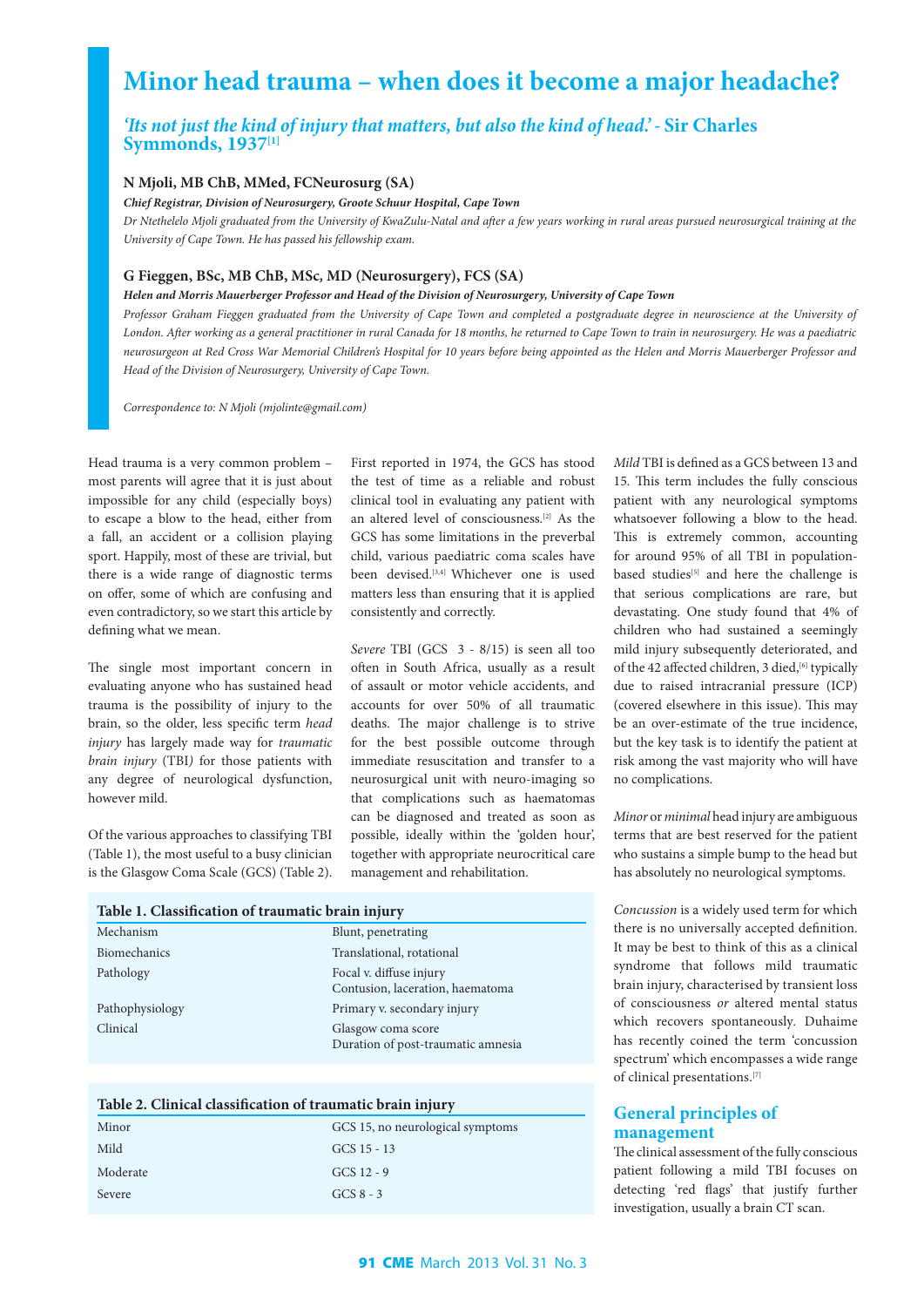# Minor head trauma – when does it become a major headache?

## *'Its not just the kind of injury that matters, but also the kind of head.'* - Sir Charles Symmonds, 1937[1]

### N Mjoli, MB ChB, MMed, FCNeurosurg (SA)

***Chief Registrar, Division of Neurosurgery, Groote Schuur Hospital, Cape Town***

*Dr Ntethelelo Mjoli graduated from the University of KwaZulu-Natal and after a few years working in rural areas pursued neurosurgical training at the University of Cape Town. He has passed his fellowship exam.*

### G Fieggen, BSc, MB ChB, MSc, MD (Neurosurgery), FCS (SA)

***Helen and Morris Mauerberger Professor and Head of the Division of Neurosurgery, University of Cape Town***

*Professor Graham Fieggen graduated from the University of Cape Town and completed a postgraduate degree in neuroscience at the University of London. After working as a general practitioner in rural Canada for 18 months, he returned to Cape Town to train in neurosurgery. He was a paediatric neurosurgeon at Red Cross War Memorial Children's Hospital for 10 years before being appointed as the Helen and Morris Mauerberger Professor and Head of the Division of Neurosurgery, University of Cape Town.*

*Correspondence to: N Mjoli (mjolinte@gmail.com)*

Head trauma is a very common problem – most parents will agree that it is just about impossible for any child (especially boys) to escape a blow to the head, either from a fall, an accident or a collision playing sport. Happily, most of these are trivial, but there is a wide range of diagnostic terms on offer, some of which are confusing and even contradictory, so we start this article by defining what we mean.

The single most important concern in evaluating anyone who has sustained head trauma is the possibility of injury to the brain, so the older, less specific term *head injury* has largely made way for *traumatic brain injury* (TBI) for those patients with any degree of neurological dysfunction, however mild.

Of the various approaches to classifying TBI (Table 1), the most useful to a busy clinician is the Glasgow Coma Scale (GCS) (Table 2). First reported in 1974, the GCS has stood the test of time as a reliable and robust clinical tool in evaluating any patient with an altered level of consciousness.[2] As the GCS has some limitations in the preverbal child, various paediatric coma scales have been devised.[3,4] Whichever one is used matters less than ensuring that it is applied consistently and correctly.

*Severe* TBI (GCS 3 - 8/15) is seen all too often in South Africa, usually as a result of assault or motor vehicle accidents, and accounts for over 50% of all traumatic deaths. The major challenge is to strive for the best possible outcome through immediate resuscitation and transfer to a neurosurgical unit with neuro-imaging so that complications such as haematomas can be diagnosed and treated as soon as possible, ideally within the 'golden hour', together with appropriate neurocritical care management and rehabilitation.

*Mild* TBI is defined as a GCS between 13 and 15. This term includes the fully conscious patient with any neurological symptoms whatsoever following a blow to the head. This is extremely common, accounting for around 95% of all TBI in population-based studies[5] and here the challenge is that serious complications are rare, but devastating. One study found that 4% of children who had sustained a seemingly mild injury subsequently deteriorated, and of the 42 affected children, 3 died,[6] typically due to raised intracranial pressure (ICP) (covered elsewhere in this issue). This may be an over-estimate of the true incidence, but the key task is to identify the patient at risk among the vast majority who will have no complications.

*Minor* or *minimal* head injury are ambiguous terms that are best reserved for the patient who sustains a simple bump to the head but has absolutely no neurological symptoms.

*Concussion* is a widely used term for which there is no universally accepted definition. It may be best to think of this as a clinical syndrome that follows mild traumatic brain injury, characterised by transient loss of consciousness *or* altered mental status which recovers spontaneously. Duhaime has recently coined the term 'concussion spectrum' which encompasses a wide range of clinical presentations.[7]

**Table 1. Classification of traumatic brain injury**

| | |
|---|---|
| Mechanism | Blunt, penetrating |
| Biomechanics | Translational, rotational |
| Pathology | Focal v. diffuse injury<br>Contusion, laceration, haematoma |
| Pathophysiology | Primary v. secondary injury |
| Clinical | Glasgow coma score<br>Duration of post-traumatic amnesia |

**Table 2. Clinical classification of traumatic brain injury**

| | |
|---|---|
| Minor | GCS 15, no neurological symptoms |
| Mild | GCS 15 - 13 |
| Moderate | GCS 12 - 9 |
| Severe | GCS 8 - 3 |

## General principles of management

The clinical assessment of the fully conscious patient following a mild TBI focuses on detecting 'red flags' that justify further investigation, usually a brain CT scan.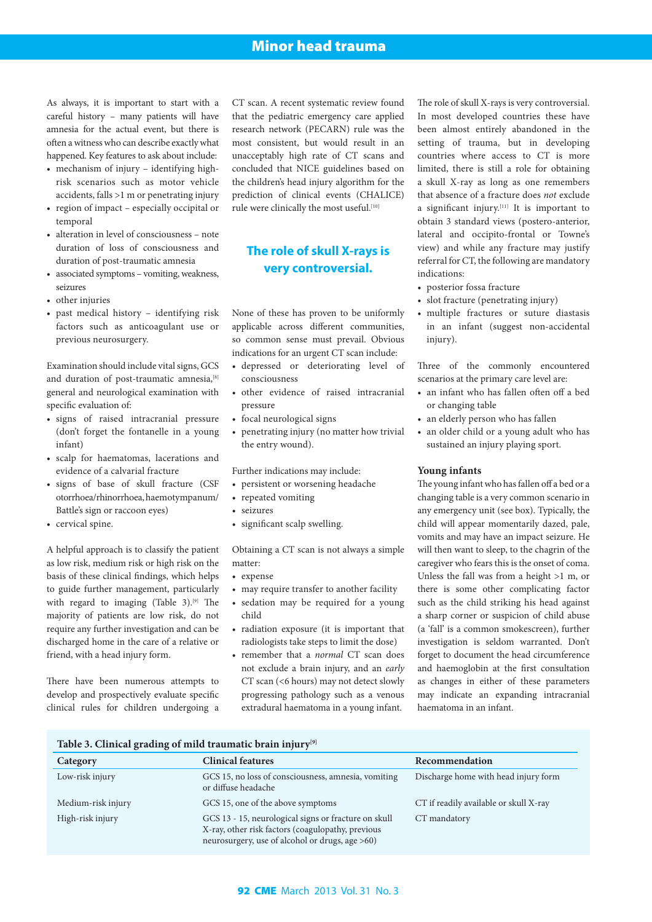As always, it is important to start with a careful history – many patients will have amnesia for the actual event, but there is often a witness who can describe exactly what happened. Key features to ask about include:

- mechanism of injury – identifying high-risk scenarios such as motor vehicle accidents, falls >1 m or penetrating injury
- region of impact – especially occipital or temporal
- alteration in level of consciousness – note duration of loss of consciousness and duration of post-traumatic amnesia
- associated symptoms – vomiting, weakness, seizures
- other injuries
- past medical history – identifying risk factors such as anticoagulant use or previous neurosurgery.

Examination should include vital signs, GCS and duration of post-traumatic amnesia,[8] general and neurological examination with specific evaluation of:

- signs of raised intracranial pressure (don't forget the fontanelle in a young infant)
- scalp for haematomas, lacerations and evidence of a calvarial fracture
- signs of base of skull fracture (CSF otorrhoea/rhinorrhoea, haemotympanum/Battle's sign or raccoon eyes)
- cervical spine.

A helpful approach is to classify the patient as low risk, medium risk or high risk on the basis of these clinical findings, which helps to guide further management, particularly with regard to imaging (Table 3).[9] The majority of patients are low risk, do not require any further investigation and can be discharged home in the care of a relative or friend, with a head injury form.

There have been numerous attempts to develop and prospectively evaluate specific clinical rules for children undergoing a CT scan. A recent systematic review found that the pediatric emergency care applied research network (PECARN) rule was the most consistent, but would result in an unacceptably high rate of CT scans and concluded that NICE guidelines based on the children's head injury algorithm for the prediction of clinical events (CHALICE) rule were clinically the most useful.[10]

**The role of skull X-rays is very controversial.**

None of these has proven to be uniformly applicable across different communities, so common sense must prevail. Obvious indications for an urgent CT scan include:

- depressed or deteriorating level of consciousness
- other evidence of raised intracranial pressure
- focal neurological signs
- penetrating injury (no matter how trivial the entry wound).

Further indications may include:

- persistent or worsening headache
- repeated vomiting
- seizures
- significant scalp swelling.

Obtaining a CT scan is not always a simple matter:

- expense
- may require transfer to another facility
- sedation may be required for a young child
- radiation exposure (it is important that radiologists take steps to limit the dose)
- remember that a *normal* CT scan does not exclude a brain injury, and an *early* CT scan (<6 hours) may not detect slowly progressing pathology such as a venous extradural haematoma in a young infant.

The role of skull X-rays is very controversial. In most developed countries these have been almost entirely abandoned in the setting of trauma, but in developing countries where access to CT is more limited, there is still a role for obtaining a skull X-ray as long as one remembers that absence of a fracture does *not* exclude a significant injury.[11] It is important to obtain 3 standard views (postero-anterior, lateral and occipito-frontal or Towne's view) and while any fracture may justify referral for CT, the following are mandatory indications:

- posterior fossa fracture
- slot fracture (penetrating injury)
- multiple fractures or suture diastasis in an infant (suggest non-accidental injury).

Three of the commonly encountered scenarios at the primary care level are:

- an infant who has fallen often off a bed or changing table
- an elderly person who has fallen
- an older child or a young adult who has sustained an injury playing sport.

### Young infants

The young infant who has fallen off a bed or a changing table is a very common scenario in any emergency unit (see box). Typically, the child will appear momentarily dazed, pale, vomits and may have an impact seizure. He will then want to sleep, to the chagrin of the caregiver who fears this is the onset of coma. Unless the fall was from a height >1 m, or there is some other complicating factor such as the child striking his head against a sharp corner or suspicion of child abuse (a 'fall' is a common smokescreen), further investigation is seldom warranted. Don't forget to document the head circumference and haemoglobin at the first consultation as changes in either of these parameters may indicate an expanding intracranial haematoma in an infant.

**Table 3. Clinical grading of mild traumatic brain injury[9]**

| Category | Clinical features | Recommendation |
|---|---|---|
| Low-risk injury | GCS 15, no loss of consciousness, amnesia, vomiting or diffuse headache | Discharge home with head injury form |
| Medium-risk injury | GCS 15, one of the above symptoms | CT if readily available or skull X-ray |
| High-risk injury | GCS 13 - 15, neurological signs or fracture on skull X-ray, other risk factors (coagulopathy, previous neurosurgery, use of alcohol or drugs, age >60) | CT mandatory |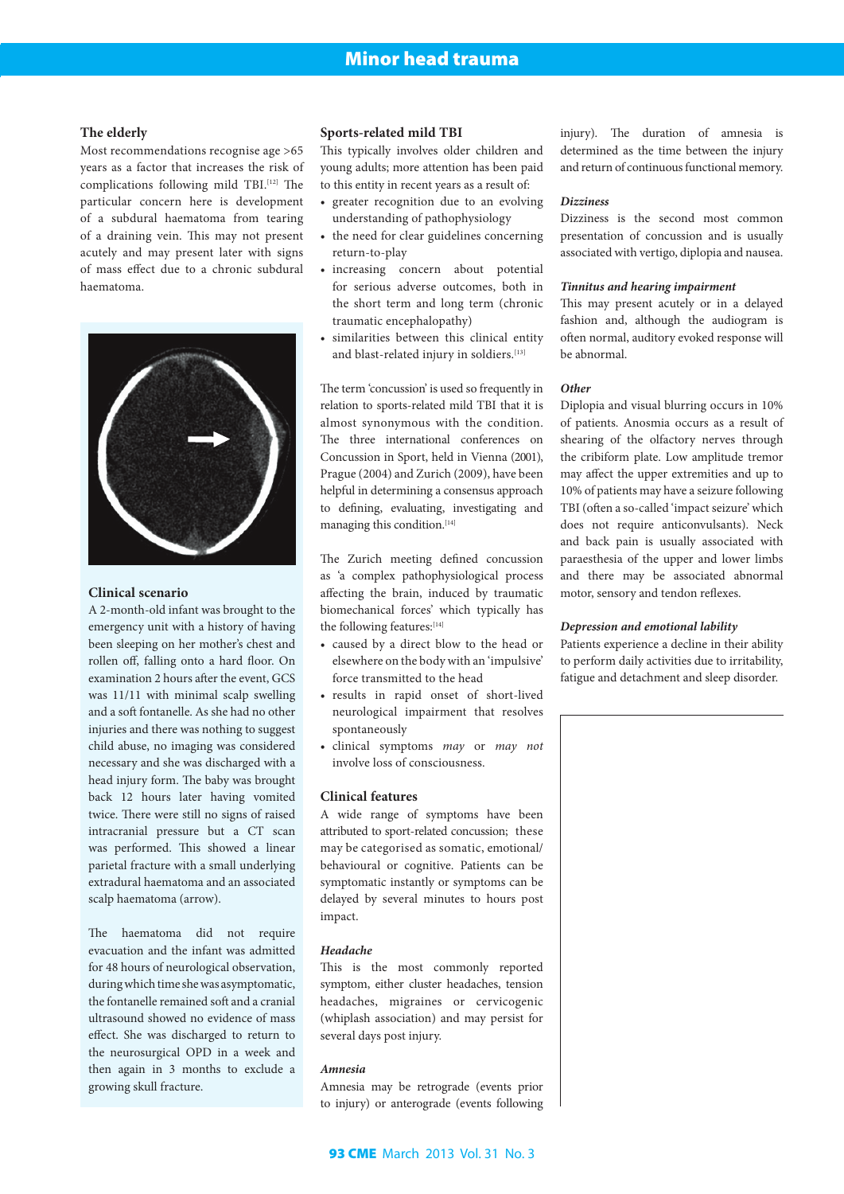### The elderly

Most recommendations recognise age >65 years as a factor that increases the risk of complications following mild TBI.[12] The particular concern here is development of a subdural haematoma from tearing of a draining vein. This may not present acutely and may present later with signs of mass effect due to a chronic subdural haematoma.

### Clinical scenario

A 2-month-old infant was brought to the emergency unit with a history of having been sleeping on her mother's chest and rollen off, falling onto a hard floor. On examination 2 hours after the event, GCS was 11/11 with minimal scalp swelling and a soft fontanelle. As she had no other injuries and there was nothing to suggest child abuse, no imaging was considered necessary and she was discharged with a head injury form. The baby was brought back 12 hours later having vomited twice. There were still no signs of raised intracranial pressure but a CT scan was performed. This showed a linear parietal fracture with a small underlying extradural haematoma and an associated scalp haematoma (arrow).

The haematoma did not require evacuation and the infant was admitted for 48 hours of neurological observation, during which time she was asymptomatic, the fontanelle remained soft and a cranial ultrasound showed no evidence of mass effect. She was discharged to return to the neurosurgical OPD in a week and then again in 3 months to exclude a growing skull fracture.

### Sports-related mild TBI

This typically involves older children and young adults; more attention has been paid to this entity in recent years as a result of:

- greater recognition due to an evolving understanding of pathophysiology
- the need for clear guidelines concerning return-to-play
- increasing concern about potential for serious adverse outcomes, both in the short term and long term (chronic traumatic encephalopathy)
- similarities between this clinical entity and blast-related injury in soldiers.[13]

The term 'concussion' is used so frequently in relation to sports-related mild TBI that it is almost synonymous with the condition. The three international conferences on Concussion in Sport, held in Vienna (2001), Prague (2004) and Zurich (2009), have been helpful in determining a consensus approach to defining, evaluating, investigating and managing this condition.[14]

The Zurich meeting defined concussion as 'a complex pathophysiological process affecting the brain, induced by traumatic biomechanical forces' which typically has the following features:[14]

- caused by a direct blow to the head or elsewhere on the body with an 'impulsive' force transmitted to the head
- results in rapid onset of short-lived neurological impairment that resolves spontaneously
- clinical symptoms *may* or *may not* involve loss of consciousness.

### Clinical features

A wide range of symptoms have been attributed to sport-related concussion; these may be categorised as somatic, emotional/behavioural or cognitive. Patients can be symptomatic instantly or symptoms can be delayed by several minutes to hours post impact.

#### *Headache*

This is the most commonly reported symptom, either cluster headaches, tension headaches, migraines or cervicogenic (whiplash association) and may persist for several days post injury.

#### *Amnesia*

Amnesia may be retrograde (events prior to injury) or anterograde (events following injury). The duration of amnesia is determined as the time between the injury and return of continuous functional memory.

#### *Dizziness*

Dizziness is the second most common presentation of concussion and is usually associated with vertigo, diplopia and nausea.

#### *Tinnitus and hearing impairment*

This may present acutely or in a delayed fashion and, although the audiogram is often normal, auditory evoked response will be abnormal.

#### *Other*

Diplopia and visual blurring occurs in 10% of patients. Anosmia occurs as a result of shearing of the olfactory nerves through the cribiform plate. Low amplitude tremor may affect the upper extremities and up to 10% of patients may have a seizure following TBI (often a so-called 'impact seizure' which does not require anticonvulsants). Neck and back pain is usually associated with paraesthesia of the upper and lower limbs and there may be associated abnormal motor, sensory and tendon reflexes.

#### *Depression and emotional lability*

Patients experience a decline in their ability to perform daily activities due to irritability, fatigue and detachment and sleep disorder.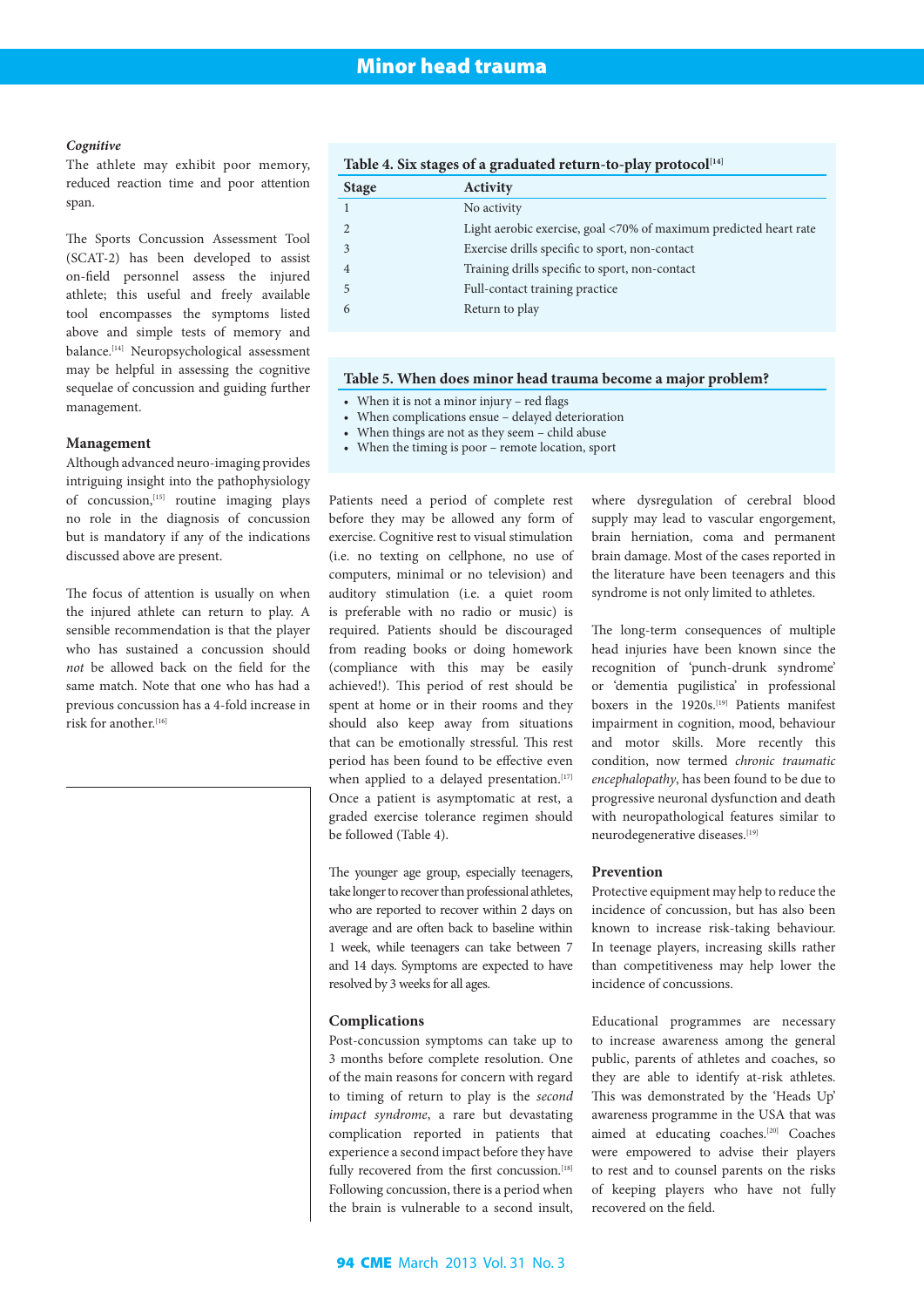#### *Cognitive*

The athlete may exhibit poor memory, reduced reaction time and poor attention span.

The Sports Concussion Assessment Tool (SCAT-2) has been developed to assist on-field personnel assess the injured athlete; this useful and freely available tool encompasses the symptoms listed above and simple tests of memory and balance.[14] Neuropsychological assessment may be helpful in assessing the cognitive sequelae of concussion and guiding further management.

### Management

Although advanced neuro-imaging provides intriguing insight into the pathophysiology of concussion,[15] routine imaging plays no role in the diagnosis of concussion but is mandatory if any of the indications discussed above are present.

The focus of attention is usually on when the injured athlete can return to play. A sensible recommendation is that the player who has sustained a concussion should *not* be allowed back on the field for the same match. Note that one who has had a previous concussion has a 4-fold increase in risk for another.[16]

**Table 4. Six stages of a graduated return-to-play protocol**[14]

| Stage | Activity |
|---|---|
| 1 | No activity |
| 2 | Light aerobic exercise, goal <70% of maximum predicted heart rate |
| 3 | Exercise drills specific to sport, non-contact |
| 4 | Training drills specific to sport, non-contact |
| 5 | Full-contact training practice |
| 6 | Return to play |

**Table 5. When does minor head trauma become a major problem?**

- When it is not a minor injury – red flags
- When complications ensue – delayed deterioration
- When things are not as they seem – child abuse
- When the timing is poor – remote location, sport

Patients need a period of complete rest before they may be allowed any form of exercise. Cognitive rest to visual stimulation (i.e. no texting on cellphone, no use of computers, minimal or no television) and auditory stimulation (i.e. a quiet room is preferable with no radio or music) is required. Patients should be discouraged from reading books or doing homework (compliance with this may be easily achieved!). This period of rest should be spent at home or in their rooms and they should also keep away from situations that can be emotionally stressful. This rest period has been found to be effective even when applied to a delayed presentation.[17] Once a patient is asymptomatic at rest, a graded exercise tolerance regimen should be followed (Table 4).

The younger age group, especially teenagers, take longer to recover than professional athletes, who are reported to recover within 2 days on average and are often back to baseline within 1 week, while teenagers can take between 7 and 14 days. Symptoms are expected to have resolved by 3 weeks for all ages.

### Complications

Post-concussion symptoms can take up to 3 months before complete resolution. One of the main reasons for concern with regard to timing of return to play is the *second impact syndrome*, a rare but devastating complication reported in patients that experience a second impact before they have fully recovered from the first concussion.[18] Following concussion, there is a period when the brain is vulnerable to a second insult, where dysregulation of cerebral blood supply may lead to vascular engorgement, brain herniation, coma and permanent brain damage. Most of the cases reported in the literature have been teenagers and this syndrome is not only limited to athletes.

The long-term consequences of multiple head injuries have been known since the recognition of 'punch-drunk syndrome' or 'dementia pugilistica' in professional boxers in the 1920s.[19] Patients manifest impairment in cognition, mood, behaviour and motor skills. More recently this condition, now termed *chronic traumatic encephalopathy*, has been found to be due to progressive neuronal dysfunction and death with neuropathological features similar to neurodegenerative diseases.[19]

### Prevention

Protective equipment may help to reduce the incidence of concussion, but has also been known to increase risk-taking behaviour. In teenage players, increasing skills rather than competitiveness may help lower the incidence of concussions.

Educational programmes are necessary to increase awareness among the general public, parents of athletes and coaches, so they are able to identify at-risk athletes. This was demonstrated by the 'Heads Up' awareness programme in the USA that was aimed at educating coaches.[20] Coaches were empowered to advise their players to rest and to counsel parents on the risks of keeping players who have not fully recovered on the field.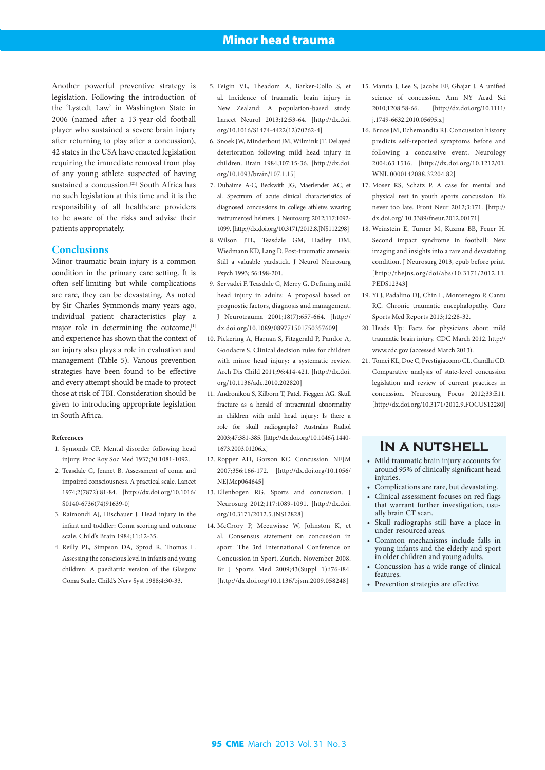Another powerful preventive strategy is legislation. Following the introduction of the 'Lystedt Law' in Washington State in 2006 (named after a 13-year-old football player who sustained a severe brain injury after returning to play after a concussion), 42 states in the USA have enacted legislation requiring the immediate removal from play of any young athlete suspected of having sustained a concussion.[21] South Africa has no such legislation at this time and it is the responsibility of all healthcare providers to be aware of the risks and advise their patients appropriately.

## Conclusions

Minor traumatic brain injury is a common condition in the primary care setting. It is often self-limiting but while complications are rare, they can be devastating. As noted by Sir Charles Symmonds many years ago, individual patient characteristics play a major role in determining the outcome,[1] and experience has shown that the context of an injury also plays a role in evaluation and management (Table 5). Various prevention strategies have been found to be effective and every attempt should be made to protect those at risk of TBI. Consideration should be given to introducing appropriate legislation in South Africa.

**References**

1. Symonds CP. Mental disorder following head injury. Proc Roy Soc Med 1937;30:1081-1092.
2. Teasdale G, Jennet B. Assessment of coma and impaired consciousness. A practical scale. Lancet 1974;2(7872):81-84. [http://dx.doi.org/10.1016/S0140-6736(74)91639-0]
3. Raimondi AJ, Hischauer J. Head injury in the infant and toddler: Coma scoring and outcome scale. Child's Brain 1984;11:12-35.
4. Reilly PL, Simpson DA, Sprod R, Thomas L. Assessing the conscious level in infants and young children: A paediatric version of the Glasgow Coma Scale. Child's Nerv Syst 1988;4:30-33.
5. Feigin VL, Theadom A, Barker-Collo S, et al. Incidence of traumatic brain injury in New Zealand: A population-based study. Lancet Neurol 2013;12:53-64. [http://dx.doi.org/10.1016/S1474-4422(12)70262-4]
6. Snoek JW, Minderhout JM, Wilmink JT. Delayed deterioration following mild head injury in children. Brain 1984;107:15-36. [http://dx.doi.org/10.1093/brain/107.1.15]
7. Duhaime A-C, Beckwith JG, Maerlender AC, et al. Spectrum of acute clinical characteristics of diagnosed concussions in college athletes wearing instrumented helmets. J Neurosurg 2012;117:1092-1099. [http://dx.doi.org/10.3171/2012.8.JNS112298]
8. Wilson JTL, Teasdale GM, Hadley DM, Wiedmann KD, Lang D. Post-traumatic amnesia: Still a valuable yardstick. J Neurol Neurosurg Psych 1993; 56:198-201.
9. Servadei F, Teasdale G, Merry G. Defining mild head injury in adults: A proposal based on prognostic factors, diagnosis and management. J Neurotrauma 2001;18(7):657-664. [http://dx.doi.org/10.1089/089771501750357609]
10. Pickering A, Harnan S, Fitzgerald P, Pandor A, Goodacre S. Clinical decision rules for children with minor head injury: a systematic review. Arch Dis Child 2011;96:414-421. [http://dx.doi.org/10.1136/adc.2010.202820]
11. Andronikou S, Kilborn T, Patel, Fieggen AG. Skull fracture as a herald of intracranial abnormality in children with mild head injury: Is there a role for skull radiographs? Australas Radiol 2003;47:381-385. [http://dx.doi.org/10.1046/j.1440-1673.2003.01206.x]
12. Ropper AH, Gorson KC. Concussion. NEJM 2007;356:166-172. [http://dx.doi.org/10.1056/NEJMcp064645]
13. Ellenbogen RG. Sports and concussion. J Neurosurg 2012;117:1089-1091. [http://dx.doi.org/10.3171/2012.5.JNS12828]
14. McCrory P, Meeuwisse W, Johnston K, et al. Consensus statement on concussion in sport: The 3rd International Conference on Concussion in Sport, Zurich, November 2008. Br J Sports Med 2009;43(Suppl 1):i76-i84. [http://dx.doi.org/10.1136/bjsm.2009.058248]
15. Maruta J, Lee S, Jacobs EF, Ghajar J. A unified science of concussion. Ann NY Acad Sci 2010;1208:58-66. [http://dx.doi.org/10.1111/j.1749-6632.2010.05695.x]
16. Bruce JM, Echemandia RJ. Concussion history predicts self-reported symptoms before and following a concussive event. Neurology 2004;63:1516. [http://dx.doi.org/10.1212/01.WNL.0000142088.32204.82]
17. Moser RS, Schatz P. A case for mental and physical rest in youth sports concussion: It's never too late. Front Neur 2012;3:171. [http://dx.doi.org/ 10.3389/fneur.2012.00171]
18. Weinstein E, Turner M, Kuzma BB, Feuer H. Second impact syndrome in football: New imaging and insights into a rare and devastating condition. J Neurosurg 2013, epub before print. [http://thejns.org/doi/abs/10.3171/2012.11.PEDS12343]
19. Yi J, Padalino DJ, Chin L, Montenegro P, Cantu RC. Chronic traumatic encephalopathy. Curr Sports Med Reports 2013;12:28-32.
20. Heads Up: Facts for physicians about mild traumatic brain injury. CDC March 2012. http://www.cdc.gov (accessed March 2013).
21. Tomei KL, Doe C, Prestigiacomo CL, Gandhi CD. Comparative analysis of state-level concussion legislation and review of current practices in concussion. Neurosurg Focus 2012;33:E11. [http://dx.doi.org/10.3171/2012.9.FOCUS12280]

## In a nutshell

- Mild traumatic brain injury accounts for around 95% of clinically significant head injuries.
- Complications are rare, but devastating.
- Clinical assessment focuses on red flags that warrant further investigation, usually brain CT scan.
- Skull radiographs still have a place in under-resourced areas.
- Common mechanisms include falls in young infants and the elderly and sport in older children and young adults.
- Concussion has a wide range of clinical features.
- Prevention strategies are effective.